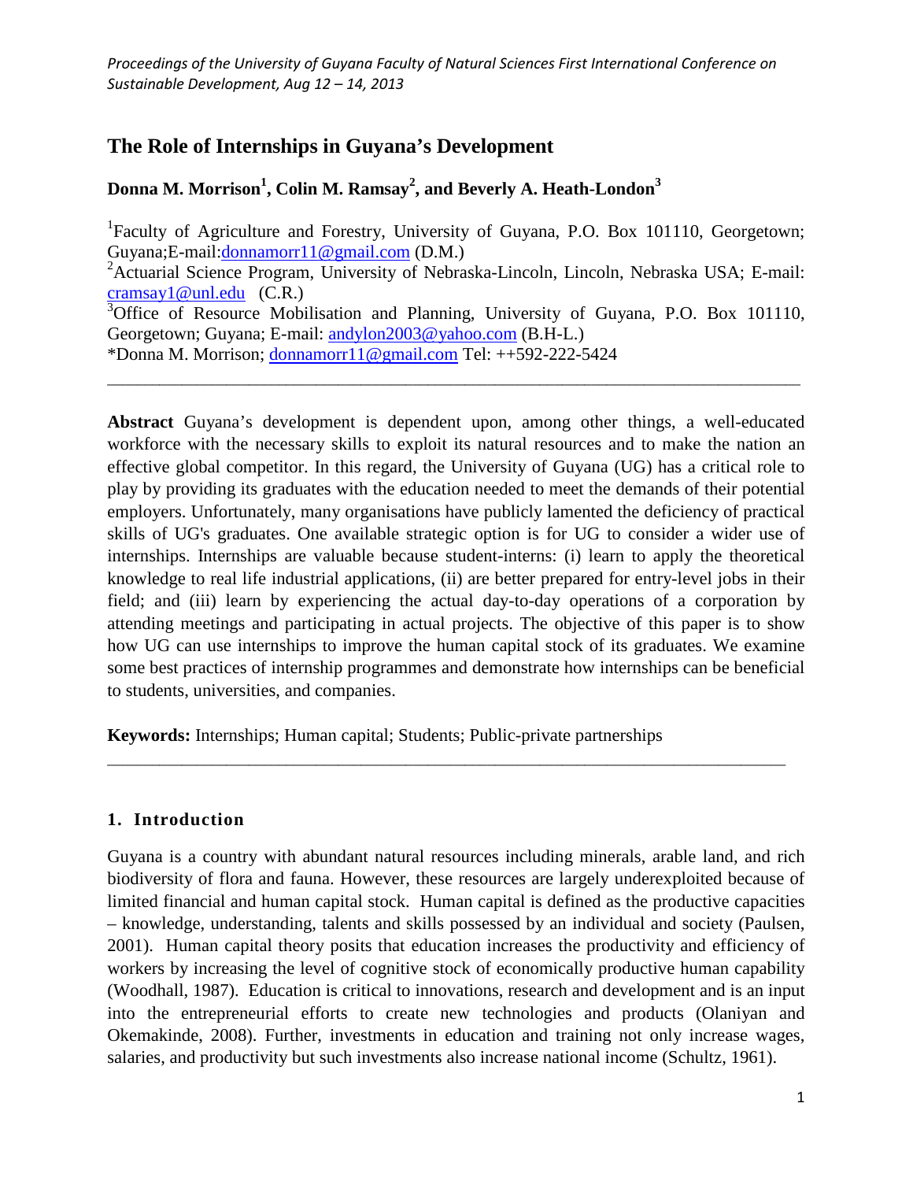# The Role of Internships in Guyana's Development

**Donna M. Morrison[1], Colin M. Ramsay[2], and Beverly A. Heath-London[3]**

[1]Faculty of Agriculture and Forestry, University of Guyana, P.O. Box 101110, Georgetown; Guyana;E-mail:donnamorr11@gmail.com (D.M.)

[2]Actuarial Science Program, University of Nebraska-Lincoln, Lincoln, Nebraska USA; E-mail: cramsay1@unl.edu (C.R.)

[3]Office of Resource Mobilisation and Planning, University of Guyana, P.O. Box 101110, Georgetown; Guyana; E-mail: andylon2003@yahoo.com (B.H-L.)

*Donna M. Morrison; donnamorr11@gmail.com Tel: ++592-222-5424

---

**Abstract** Guyana's development is dependent upon, among other things, a well-educated workforce with the necessary skills to exploit its natural resources and to make the nation an effective global competitor. In this regard, the University of Guyana (UG) has a critical role to play by providing its graduates with the education needed to meet the demands of their potential employers. Unfortunately, many organisations have publicly lamented the deficiency of practical skills of UG's graduates. One available strategic option is for UG to consider a wider use of internships. Internships are valuable because student-interns: (i) learn to apply the theoretical knowledge to real life industrial applications, (ii) are better prepared for entry-level jobs in their field; and (iii) learn by experiencing the actual day-to-day operations of a corporation by attending meetings and participating in actual projects. The objective of this paper is to show how UG can use internships to improve the human capital stock of its graduates. We examine some best practices of internship programmes and demonstrate how internships can be beneficial to students, universities, and companies.

**Keywords:** Internships; Human capital; Students; Public-private partnerships

---

## 1. Introduction

Guyana is a country with abundant natural resources including minerals, arable land, and rich biodiversity of flora and fauna. However, these resources are largely underexploited because of limited financial and human capital stock. Human capital is defined as the productive capacities – knowledge, understanding, talents and skills possessed by an individual and society (Paulsen, 2001). Human capital theory posits that education increases the productivity and efficiency of workers by increasing the level of cognitive stock of economically productive human capability (Woodhall, 1987). Education is critical to innovations, research and development and is an input into the entrepreneurial efforts to create new technologies and products (Olaniyan and Okemakinde, 2008). Further, investments in education and training not only increase wages, salaries, and productivity but such investments also increase national income (Schultz, 1961).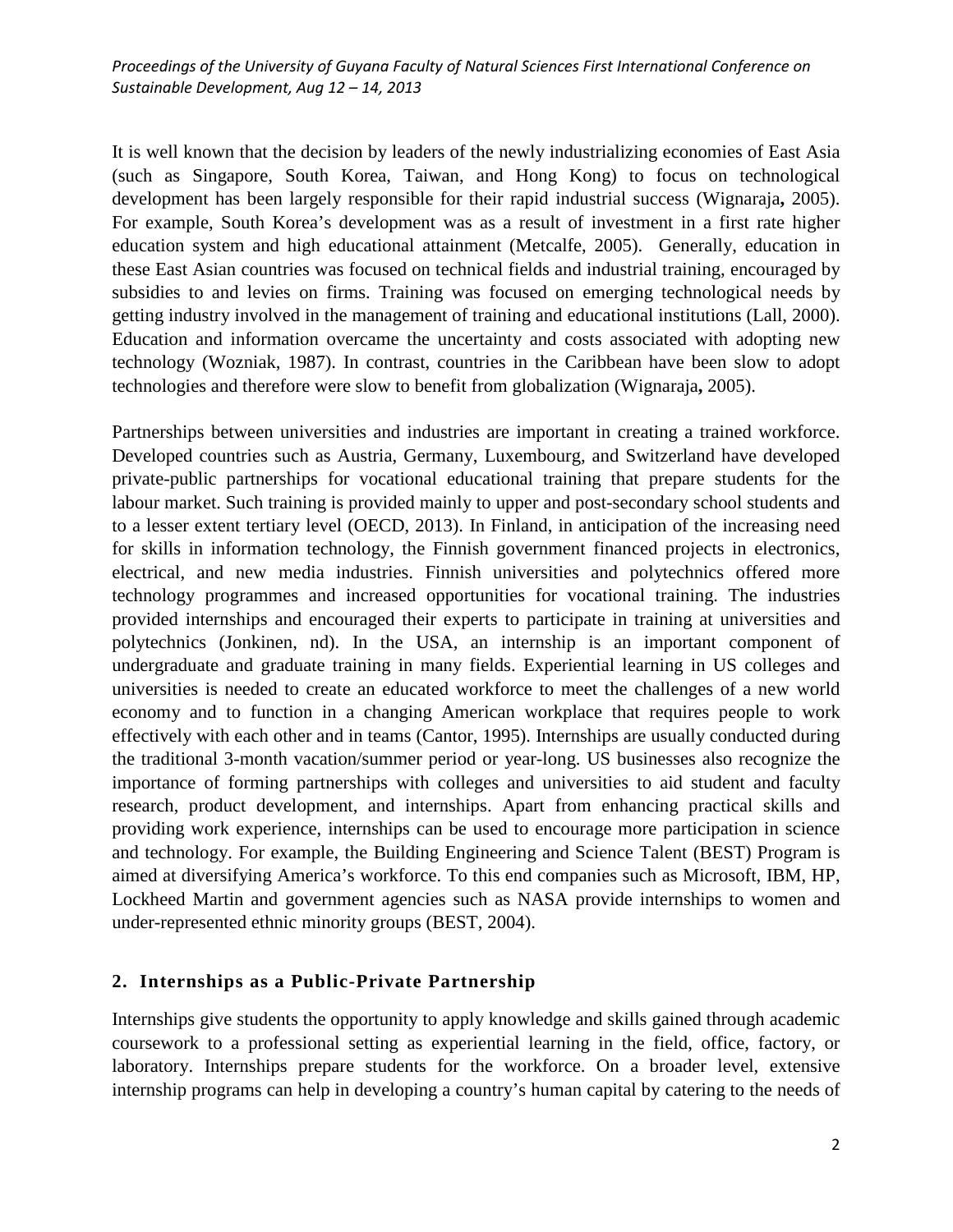It is well known that the decision by leaders of the newly industrializing economies of East Asia (such as Singapore, South Korea, Taiwan, and Hong Kong) to focus on technological development has been largely responsible for their rapid industrial success (Wignaraja**,** 2005). For example, South Korea's development was as a result of investment in a first rate higher education system and high educational attainment (Metcalfe, 2005). Generally, education in these East Asian countries was focused on technical fields and industrial training, encouraged by subsidies to and levies on firms. Training was focused on emerging technological needs by getting industry involved in the management of training and educational institutions (Lall, 2000). Education and information overcame the uncertainty and costs associated with adopting new technology (Wozniak, 1987). In contrast, countries in the Caribbean have been slow to adopt technologies and therefore were slow to benefit from globalization (Wignaraja**,** 2005).

Partnerships between universities and industries are important in creating a trained workforce. Developed countries such as Austria, Germany, Luxembourg, and Switzerland have developed private-public partnerships for vocational educational training that prepare students for the labour market. Such training is provided mainly to upper and post-secondary school students and to a lesser extent tertiary level (OECD, 2013). In Finland, in anticipation of the increasing need for skills in information technology, the Finnish government financed projects in electronics, electrical, and new media industries. Finnish universities and polytechnics offered more technology programmes and increased opportunities for vocational training. The industries provided internships and encouraged their experts to participate in training at universities and polytechnics (Jonkinen, nd). In the USA, an internship is an important component of undergraduate and graduate training in many fields. Experiential learning in US colleges and universities is needed to create an educated workforce to meet the challenges of a new world economy and to function in a changing American workplace that requires people to work effectively with each other and in teams (Cantor, 1995). Internships are usually conducted during the traditional 3-month vacation/summer period or year-long. US businesses also recognize the importance of forming partnerships with colleges and universities to aid student and faculty research, product development, and internships. Apart from enhancing practical skills and providing work experience, internships can be used to encourage more participation in science and technology. For example, the Building Engineering and Science Talent (BEST) Program is aimed at diversifying America's workforce. To this end companies such as Microsoft, IBM, HP, Lockheed Martin and government agencies such as NASA provide internships to women and under-represented ethnic minority groups (BEST, 2004).

## 2. Internships as a Public-Private Partnership

Internships give students the opportunity to apply knowledge and skills gained through academic coursework to a professional setting as experiential learning in the field, office, factory, or laboratory. Internships prepare students for the workforce. On a broader level, extensive internship programs can help in developing a country's human capital by catering to the needs of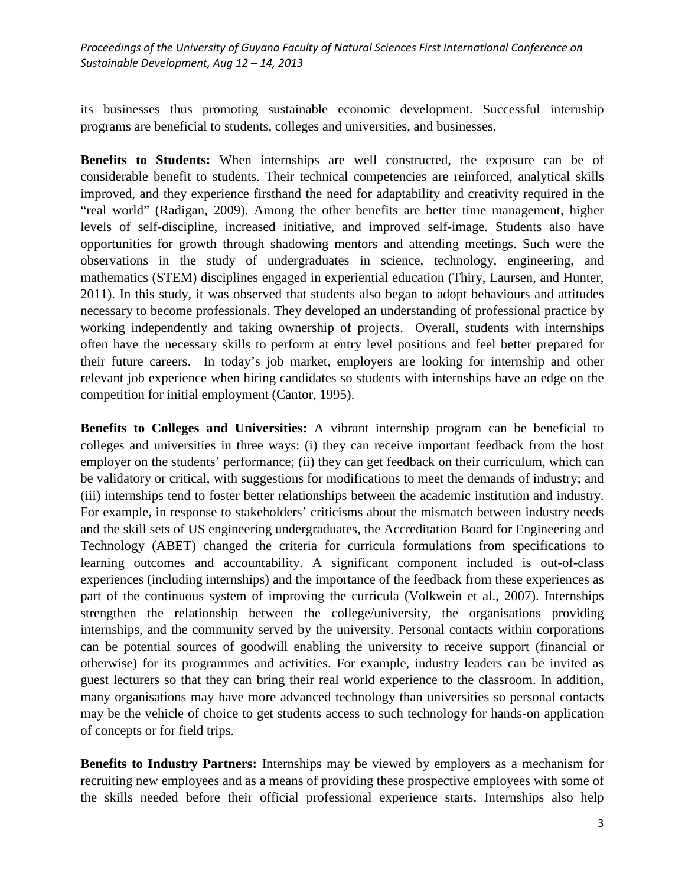its businesses thus promoting sustainable economic development. Successful internship programs are beneficial to students, colleges and universities, and businesses.

**Benefits to Students:** When internships are well constructed, the exposure can be of considerable benefit to students. Their technical competencies are reinforced, analytical skills improved, and they experience firsthand the need for adaptability and creativity required in the "real world" (Radigan, 2009). Among the other benefits are better time management, higher levels of self-discipline, increased initiative, and improved self-image. Students also have opportunities for growth through shadowing mentors and attending meetings. Such were the observations in the study of undergraduates in science, technology, engineering, and mathematics (STEM) disciplines engaged in experiential education (Thiry, Laursen, and Hunter, 2011). In this study, it was observed that students also began to adopt behaviours and attitudes necessary to become professionals. They developed an understanding of professional practice by working independently and taking ownership of projects. Overall, students with internships often have the necessary skills to perform at entry level positions and feel better prepared for their future careers. In today's job market, employers are looking for internship and other relevant job experience when hiring candidates so students with internships have an edge on the competition for initial employment (Cantor, 1995).

**Benefits to Colleges and Universities:** A vibrant internship program can be beneficial to colleges and universities in three ways: (i) they can receive important feedback from the host employer on the students' performance; (ii) they can get feedback on their curriculum, which can be validatory or critical, with suggestions for modifications to meet the demands of industry; and (iii) internships tend to foster better relationships between the academic institution and industry. For example, in response to stakeholders' criticisms about the mismatch between industry needs and the skill sets of US engineering undergraduates, the Accreditation Board for Engineering and Technology (ABET) changed the criteria for curricula formulations from specifications to learning outcomes and accountability. A significant component included is out-of-class experiences (including internships) and the importance of the feedback from these experiences as part of the continuous system of improving the curricula (Volkwein et al., 2007). Internships strengthen the relationship between the college/university, the organisations providing internships, and the community served by the university. Personal contacts within corporations can be potential sources of goodwill enabling the university to receive support (financial or otherwise) for its programmes and activities. For example, industry leaders can be invited as guest lecturers so that they can bring their real world experience to the classroom. In addition, many organisations may have more advanced technology than universities so personal contacts may be the vehicle of choice to get students access to such technology for hands-on application of concepts or for field trips.

**Benefits to Industry Partners:** Internships may be viewed by employers as a mechanism for recruiting new employees and as a means of providing these prospective employees with some of the skills needed before their official professional experience starts. Internships also help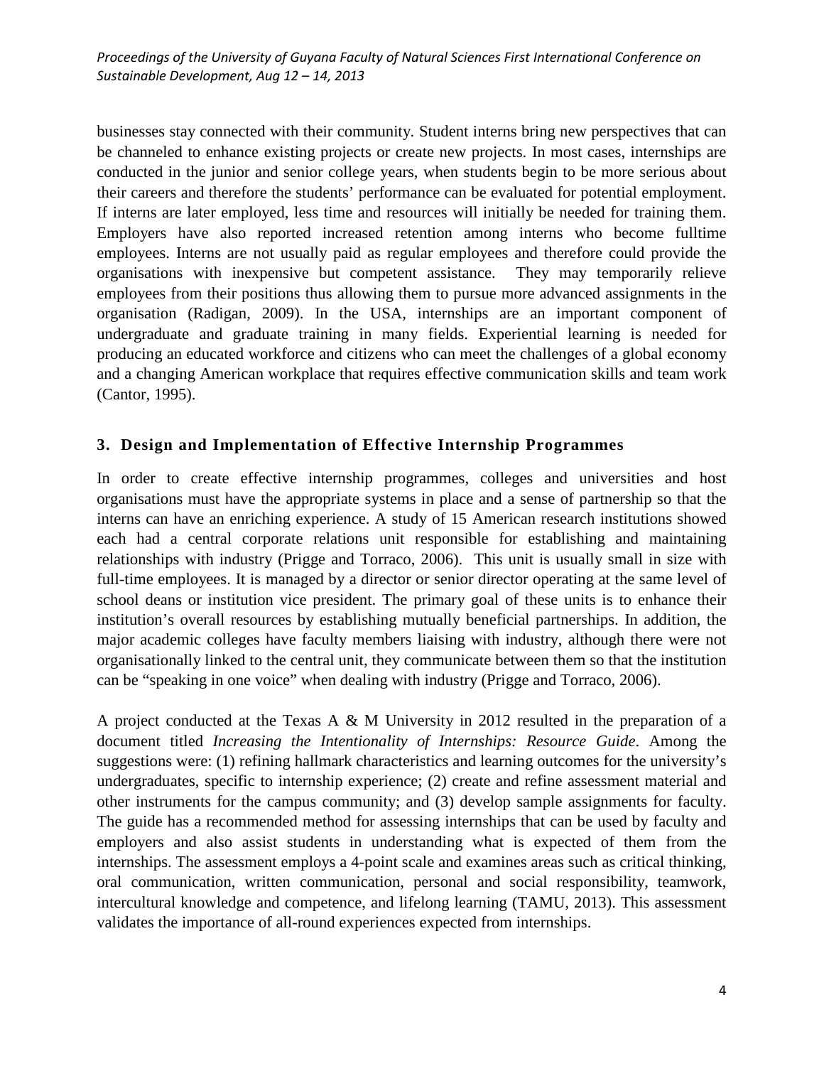businesses stay connected with their community. Student interns bring new perspectives that can be channeled to enhance existing projects or create new projects. In most cases, internships are conducted in the junior and senior college years, when students begin to be more serious about their careers and therefore the students' performance can be evaluated for potential employment. If interns are later employed, less time and resources will initially be needed for training them. Employers have also reported increased retention among interns who become fulltime employees. Interns are not usually paid as regular employees and therefore could provide the organisations with inexpensive but competent assistance. They may temporarily relieve employees from their positions thus allowing them to pursue more advanced assignments in the organisation (Radigan, 2009). In the USA, internships are an important component of undergraduate and graduate training in many fields. Experiential learning is needed for producing an educated workforce and citizens who can meet the challenges of a global economy and a changing American workplace that requires effective communication skills and team work (Cantor, 1995).

## 3. Design and Implementation of Effective Internship Programmes

In order to create effective internship programmes, colleges and universities and host organisations must have the appropriate systems in place and a sense of partnership so that the interns can have an enriching experience. A study of 15 American research institutions showed each had a central corporate relations unit responsible for establishing and maintaining relationships with industry (Prigge and Torraco, 2006). This unit is usually small in size with full-time employees. It is managed by a director or senior director operating at the same level of school deans or institution vice president. The primary goal of these units is to enhance their institution's overall resources by establishing mutually beneficial partnerships. In addition, the major academic colleges have faculty members liaising with industry, although there were not organisationally linked to the central unit, they communicate between them so that the institution can be "speaking in one voice" when dealing with industry (Prigge and Torraco, 2006).

A project conducted at the Texas A & M University in 2012 resulted in the preparation of a document titled *Increasing the Intentionality of Internships: Resource Guide*. Among the suggestions were: (1) refining hallmark characteristics and learning outcomes for the university's undergraduates, specific to internship experience; (2) create and refine assessment material and other instruments for the campus community; and (3) develop sample assignments for faculty. The guide has a recommended method for assessing internships that can be used by faculty and employers and also assist students in understanding what is expected of them from the internships. The assessment employs a 4-point scale and examines areas such as critical thinking, oral communication, written communication, personal and social responsibility, teamwork, intercultural knowledge and competence, and lifelong learning (TAMU, 2013). This assessment validates the importance of all-round experiences expected from internships.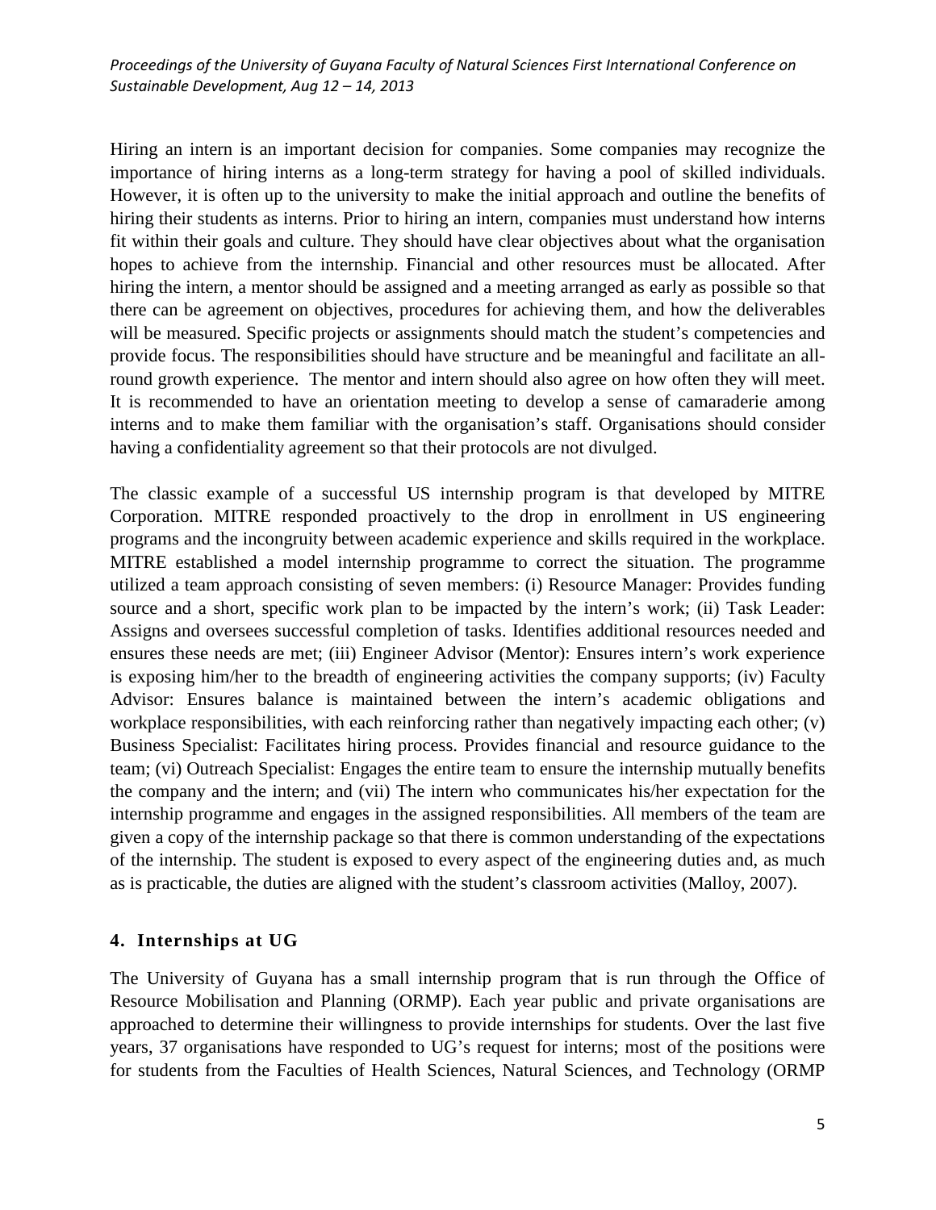Hiring an intern is an important decision for companies. Some companies may recognize the importance of hiring interns as a long-term strategy for having a pool of skilled individuals. However, it is often up to the university to make the initial approach and outline the benefits of hiring their students as interns. Prior to hiring an intern, companies must understand how interns fit within their goals and culture. They should have clear objectives about what the organisation hopes to achieve from the internship. Financial and other resources must be allocated. After hiring the intern, a mentor should be assigned and a meeting arranged as early as possible so that there can be agreement on objectives, procedures for achieving them, and how the deliverables will be measured. Specific projects or assignments should match the student's competencies and provide focus. The responsibilities should have structure and be meaningful and facilitate an all-round growth experience. The mentor and intern should also agree on how often they will meet. It is recommended to have an orientation meeting to develop a sense of camaraderie among interns and to make them familiar with the organisation's staff. Organisations should consider having a confidentiality agreement so that their protocols are not divulged.

The classic example of a successful US internship program is that developed by MITRE Corporation. MITRE responded proactively to the drop in enrollment in US engineering programs and the incongruity between academic experience and skills required in the workplace. MITRE established a model internship programme to correct the situation. The programme utilized a team approach consisting of seven members: (i) Resource Manager: Provides funding source and a short, specific work plan to be impacted by the intern's work; (ii) Task Leader: Assigns and oversees successful completion of tasks. Identifies additional resources needed and ensures these needs are met; (iii) Engineer Advisor (Mentor): Ensures intern's work experience is exposing him/her to the breadth of engineering activities the company supports; (iv) Faculty Advisor: Ensures balance is maintained between the intern's academic obligations and workplace responsibilities, with each reinforcing rather than negatively impacting each other; (v) Business Specialist: Facilitates hiring process. Provides financial and resource guidance to the team; (vi) Outreach Specialist: Engages the entire team to ensure the internship mutually benefits the company and the intern; and (vii) The intern who communicates his/her expectation for the internship programme and engages in the assigned responsibilities. All members of the team are given a copy of the internship package so that there is common understanding of the expectations of the internship. The student is exposed to every aspect of the engineering duties and, as much as is practicable, the duties are aligned with the student's classroom activities (Malloy, 2007).

## 4. Internships at UG

The University of Guyana has a small internship program that is run through the Office of Resource Mobilisation and Planning (ORMP). Each year public and private organisations are approached to determine their willingness to provide internships for students. Over the last five years, 37 organisations have responded to UG's request for interns; most of the positions were for students from the Faculties of Health Sciences, Natural Sciences, and Technology (ORMP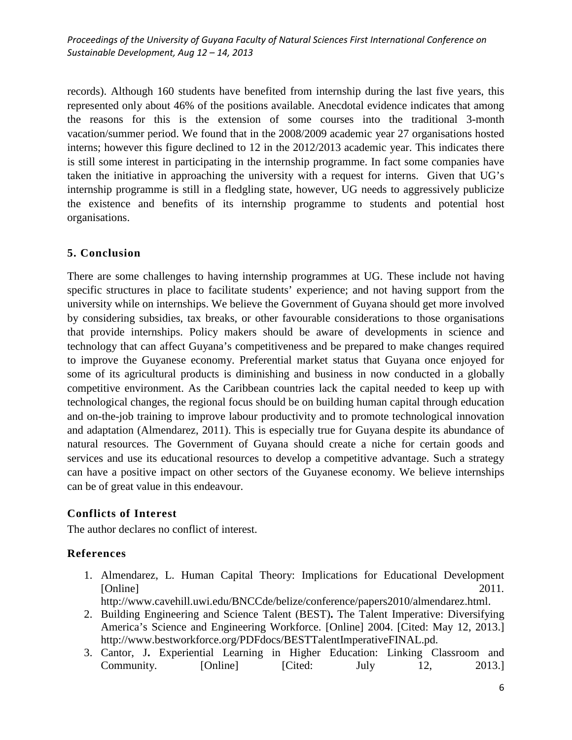records). Although 160 students have benefited from internship during the last five years, this represented only about 46% of the positions available. Anecdotal evidence indicates that among the reasons for this is the extension of some courses into the traditional 3-month vacation/summer period. We found that in the 2008/2009 academic year 27 organisations hosted interns; however this figure declined to 12 in the 2012/2013 academic year. This indicates there is still some interest in participating in the internship programme. In fact some companies have taken the initiative in approaching the university with a request for interns. Given that UG's internship programme is still in a fledgling state, however, UG needs to aggressively publicize the existence and benefits of its internship programme to students and potential host organisations.

## 5. Conclusion

There are some challenges to having internship programmes at UG. These include not having specific structures in place to facilitate students' experience; and not having support from the university while on internships. We believe the Government of Guyana should get more involved by considering subsidies, tax breaks, or other favourable considerations to those organisations that provide internships. Policy makers should be aware of developments in science and technology that can affect Guyana's competitiveness and be prepared to make changes required to improve the Guyanese economy. Preferential market status that Guyana once enjoyed for some of its agricultural products is diminishing and business in now conducted in a globally competitive environment. As the Caribbean countries lack the capital needed to keep up with technological changes, the regional focus should be on building human capital through education and on-the-job training to improve labour productivity and to promote technological innovation and adaptation (Almendarez, 2011). This is especially true for Guyana despite its abundance of natural resources. The Government of Guyana should create a niche for certain goods and services and use its educational resources to develop a competitive advantage. Such a strategy can have a positive impact on other sectors of the Guyanese economy. We believe internships can be of great value in this endeavour.

## Conflicts of Interest

The author declares no conflict of interest.

## References

1. Almendarez, L. Human Capital Theory: Implications for Educational Development [Online] 2011. http://www.cavehill.uwi.edu/BNCCde/belize/conference/papers2010/almendarez.html.
2. Building Engineering and Science Talent (BEST)**.** The Talent Imperative: Diversifying America's Science and Engineering Workforce. [Online] 2004. [Cited: May 12, 2013.] http://www.bestworkforce.org/PDFdocs/BESTTalentImperativeFINAL.pd.
3. Cantor, J**.** Experiential Learning in Higher Education: Linking Classroom and Community. [Online] [Cited: July 12, 2013.]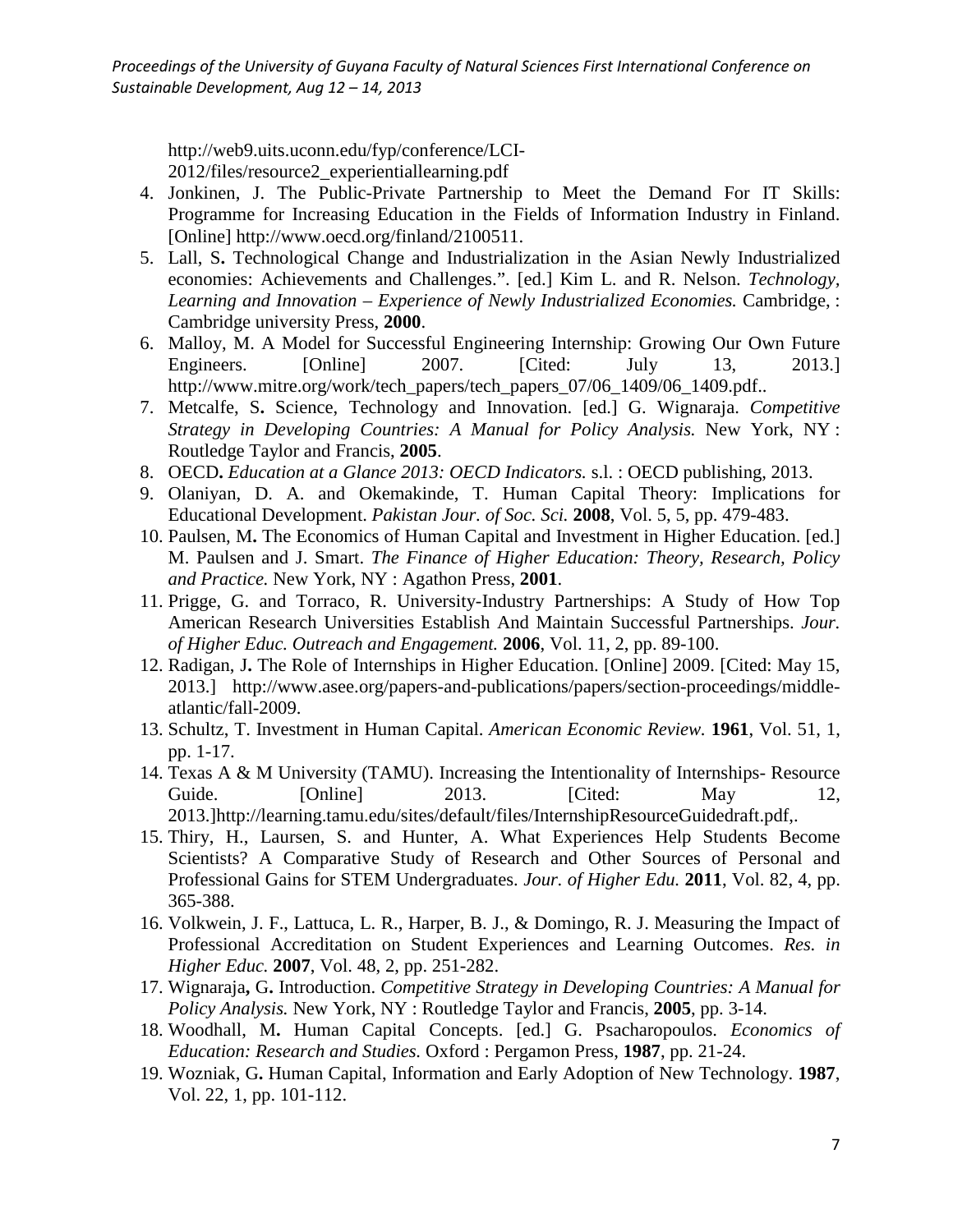http://web9.uits.uconn.edu/fyp/conference/LCI-2012/files/resource2_experientiallearning.pdf

4. Jonkinen, J. The Public-Private Partnership to Meet the Demand For IT Skills: Programme for Increasing Education in the Fields of Information Industry in Finland. [Online] http://www.oecd.org/finland/2100511.
5. Lall, S**.** Technological Change and Industrialization in the Asian Newly Industrialized economies: Achievements and Challenges.". [ed.] Kim L. and R. Nelson. *Technology, Learning and Innovation – Experience of Newly Industrialized Economies.* Cambridge, : Cambridge university Press, **2000**.
6. Malloy, M. A Model for Successful Engineering Internship: Growing Our Own Future Engineers. [Online] 2007. [Cited: July 13, 2013.] http://www.mitre.org/work/tech_papers/tech_papers_07/06_1409/06_1409.pdf..
7. Metcalfe, S**.** Science, Technology and Innovation. [ed.] G. Wignaraja. *Competitive Strategy in Developing Countries: A Manual for Policy Analysis.* New York, NY : Routledge Taylor and Francis, **2005**.
8. OECD**.** *Education at a Glance 2013: OECD Indicators.* s.l. : OECD publishing, 2013.
9. Olaniyan, D. A. and Okemakinde, T. Human Capital Theory: Implications for Educational Development. *Pakistan Jour. of Soc. Sci.* **2008**, Vol. 5, 5, pp. 479-483.
10. Paulsen, M**.** The Economics of Human Capital and Investment in Higher Education. [ed.] M. Paulsen and J. Smart. *The Finance of Higher Education: Theory, Research, Policy and Practice.* New York, NY : Agathon Press, **2001**.
11. Prigge, G. and Torraco, R. University-Industry Partnerships: A Study of How Top American Research Universities Establish And Maintain Successful Partnerships. *Jour. of Higher Educ. Outreach and Engagement.* **2006**, Vol. 11, 2, pp. 89-100.
12. Radigan, J**.** The Role of Internships in Higher Education. [Online] 2009. [Cited: May 15, 2013.] http://www.asee.org/papers-and-publications/papers/section-proceedings/middle-atlantic/fall-2009.
13. Schultz, T. Investment in Human Capital. *American Economic Review.* **1961**, Vol. 51, 1, pp. 1-17.
14. Texas A & M University (TAMU). Increasing the Intentionality of Internships- Resource Guide. [Online] 2013. [Cited: May 12, 2013.]http://learning.tamu.edu/sites/default/files/InternshipResourceGuidedraft.pdf,.
15. Thiry, H., Laursen, S. and Hunter, A. What Experiences Help Students Become Scientists? A Comparative Study of Research and Other Sources of Personal and Professional Gains for STEM Undergraduates. *Jour. of Higher Edu.* **2011**, Vol. 82, 4, pp. 365-388.
16. Volkwein, J. F., Lattuca, L. R., Harper, B. J., & Domingo, R. J. Measuring the Impact of Professional Accreditation on Student Experiences and Learning Outcomes. *Res. in Higher Educ.* **2007**, Vol. 48, 2, pp. 251-282.
17. Wignaraja**,** G**.** Introduction. *Competitive Strategy in Developing Countries: A Manual for Policy Analysis.* New York, NY : Routledge Taylor and Francis, **2005**, pp. 3-14.
18. Woodhall, M**.** Human Capital Concepts. [ed.] G. Psacharopoulos. *Economics of Education: Research and Studies.* Oxford : Pergamon Press, **1987**, pp. 21-24.
19. Wozniak, G**.** Human Capital, Information and Early Adoption of New Technology. **1987**, Vol. 22, 1, pp. 101-112.